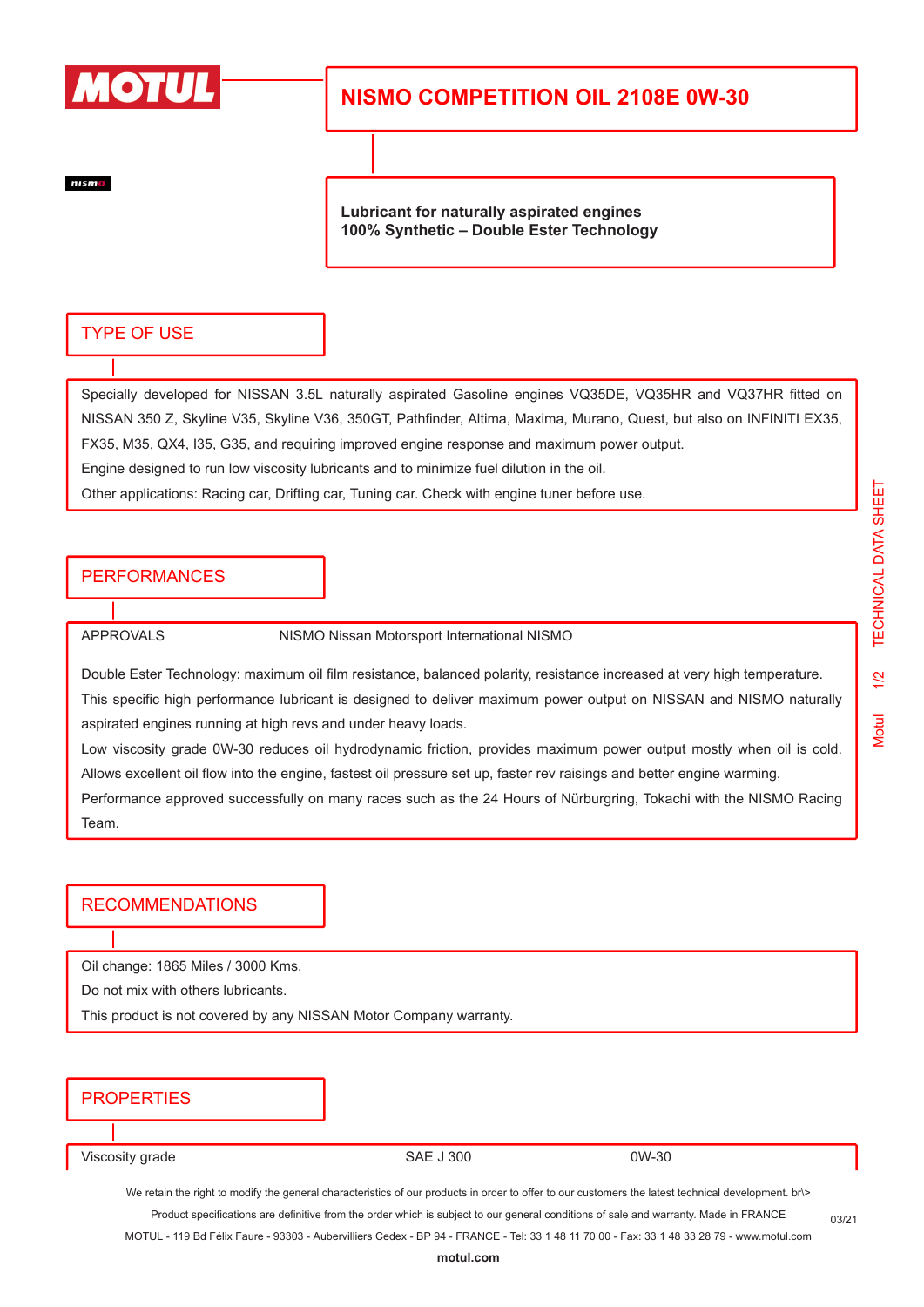# NISMO COMPETITION OIL 2108E 0W-30

**Lubricant for naturally aspirated engines**
**100% Synthetic – Double Ester Technology**

## TYPE OF USE

Specially developed for NISSAN 3.5L naturally aspirated Gasoline engines VQ35DE, VQ35HR and VQ37HR fitted on NISSAN 350 Z, Skyline V35, Skyline V36, 350GT, Pathfinder, Altima, Maxima, Murano, Quest, but also on INFINITI EX35, FX35, M35, QX4, I35, G35, and requiring improved engine response and maximum power output.

Engine designed to run low viscosity lubricants and to minimize fuel dilution in the oil.

Other applications: Racing car, Drifting car, Tuning car. Check with engine tuner before use.

## PERFORMANCES

| APPROVALS | NISMO Nissan Motorsport International NISMO |
|---|---|

Double Ester Technology: maximum oil film resistance, balanced polarity, resistance increased at very high temperature.

This specific high performance lubricant is designed to deliver maximum power output on NISSAN and NISMO naturally aspirated engines running at high revs and under heavy loads.

Low viscosity grade 0W-30 reduces oil hydrodynamic friction, provides maximum power output mostly when oil is cold. Allows excellent oil flow into the engine, fastest oil pressure set up, faster rev raisings and better engine warming.

Performance approved successfully on many races such as the 24 Hours of Nürburgring, Tokachi with the NISMO Racing Team.

## RECOMMENDATIONS

Oil change: 1865 Miles / 3000 Kms.

Do not mix with others lubricants.

This product is not covered by any NISSAN Motor Company warranty.

## PROPERTIES

| Viscosity grade | SAE J 300 | 0W-30 |
|---|---|---|

We retain the right to modify the general characteristics of our products in order to offer to our customers the latest technical development. br\>
Product specifications are definitive from the order which is subject to our general conditions of sale and warranty. Made in FRANCE
MOTUL - 119 Bd Félix Faure - 93303 - Aubervilliers Cedex - BP 94 - FRANCE - Tel: 33 1 48 11 70 00 - Fax: 33 1 48 33 28 79 - www.motul.com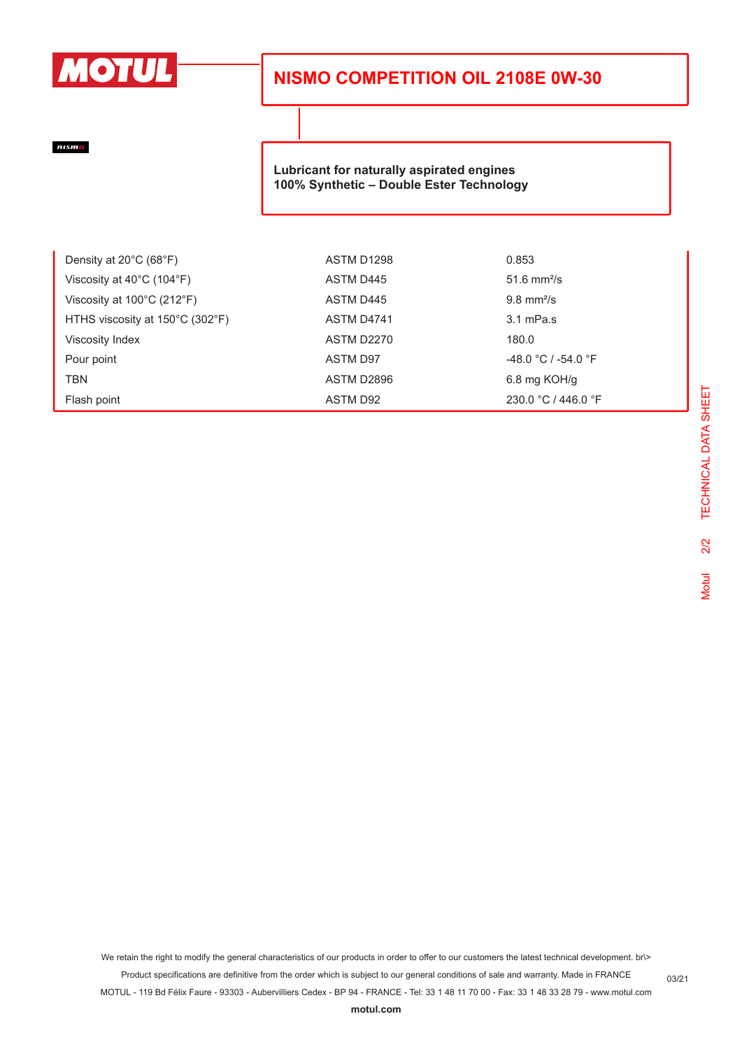# NISMO COMPETITION OIL 2108E 0W-30

**Lubricant for naturally aspirated engines**
**100% Synthetic – Double Ester Technology**

| | | |
|---|---|---|
| Density at 20°C (68°F) | ASTM D1298 | 0.853 |
| Viscosity at 40°C (104°F) | ASTM D445 | 51.6 mm²/s |
| Viscosity at 100°C (212°F) | ASTM D445 | 9.8 mm²/s |
| HTHS viscosity at 150°C (302°F) | ASTM D4741 | 3.1 mPa.s |
| Viscosity Index | ASTM D2270 | 180.0 |
| Pour point | ASTM D97 | -48.0 °C / -54.0 °F |
| TBN | ASTM D2896 | 6.8 mg KOH/g |
| Flash point | ASTM D92 | 230.0 °C / 446.0 °F |

We retain the right to modify the general characteristics of our products in order to offer to our customers the latest technical development. br\>
Product specifications are definitive from the order which is subject to our general conditions of sale and warranty. Made in FRANCE
MOTUL - 119 Bd Félix Faure - 93303 - Aubervilliers Cedex - BP 94 - FRANCE - Tel: 33 1 48 11 70 00 - Fax: 33 1 48 33 28 79 - www.motul.com

03/21

**motul.com**